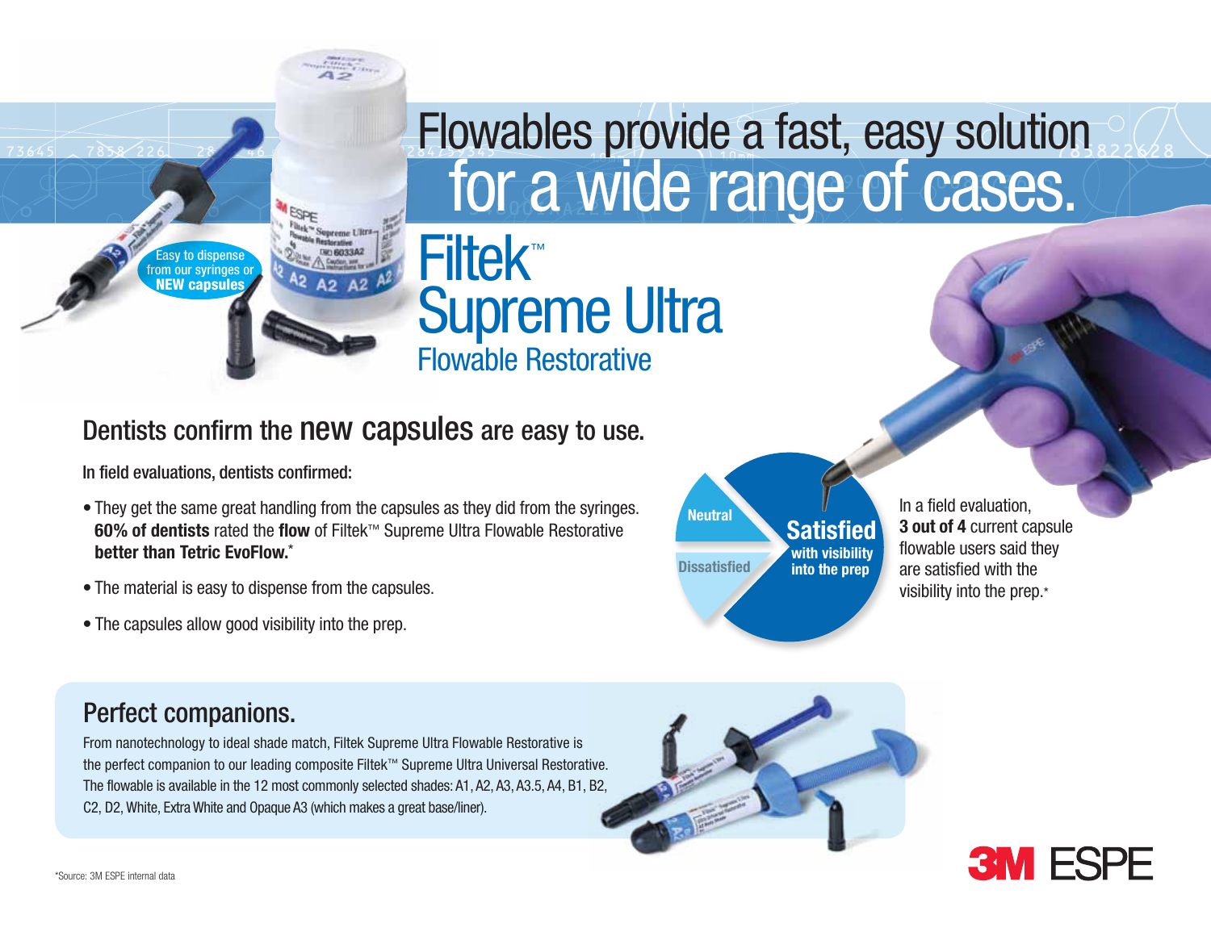# Flowables provide a fast, easy solution for a wide range of cases.

Easy to dispense from our syringes or **NEW capsules**

## Filtek™ Supreme Ultra
### Flowable Restorative

## Dentists confirm the new capsules are easy to use.

In field evaluations, dentists confirmed:

- They get the same great handling from the capsules as they did from the syringes. **60% of dentists** rated the **flow** of Filtek™ Supreme Ultra Flowable Restorative **better than Tetric EvoFlow.***
- The material is easy to dispense from the capsules.
- The capsules allow good visibility into the prep.

Neutral

Dissatisfied

**Satisfied** with visibility into the prep

In a field evaluation, **3 out of 4** current capsule flowable users said they are satisfied with the visibility into the prep.*

## Perfect companions.

From nanotechnology to ideal shade match, Filtek Supreme Ultra Flowable Restorative is the perfect companion to our leading composite Filtek™ Supreme Ultra Universal Restorative. The flowable is available in the 12 most commonly selected shades: A1, A2, A3, A3.5, A4, B1, B2, C2, D2, White, Extra White and Opaque A3 (which makes a great base/liner).

*Source: 3M ESPE internal data

3M ESPE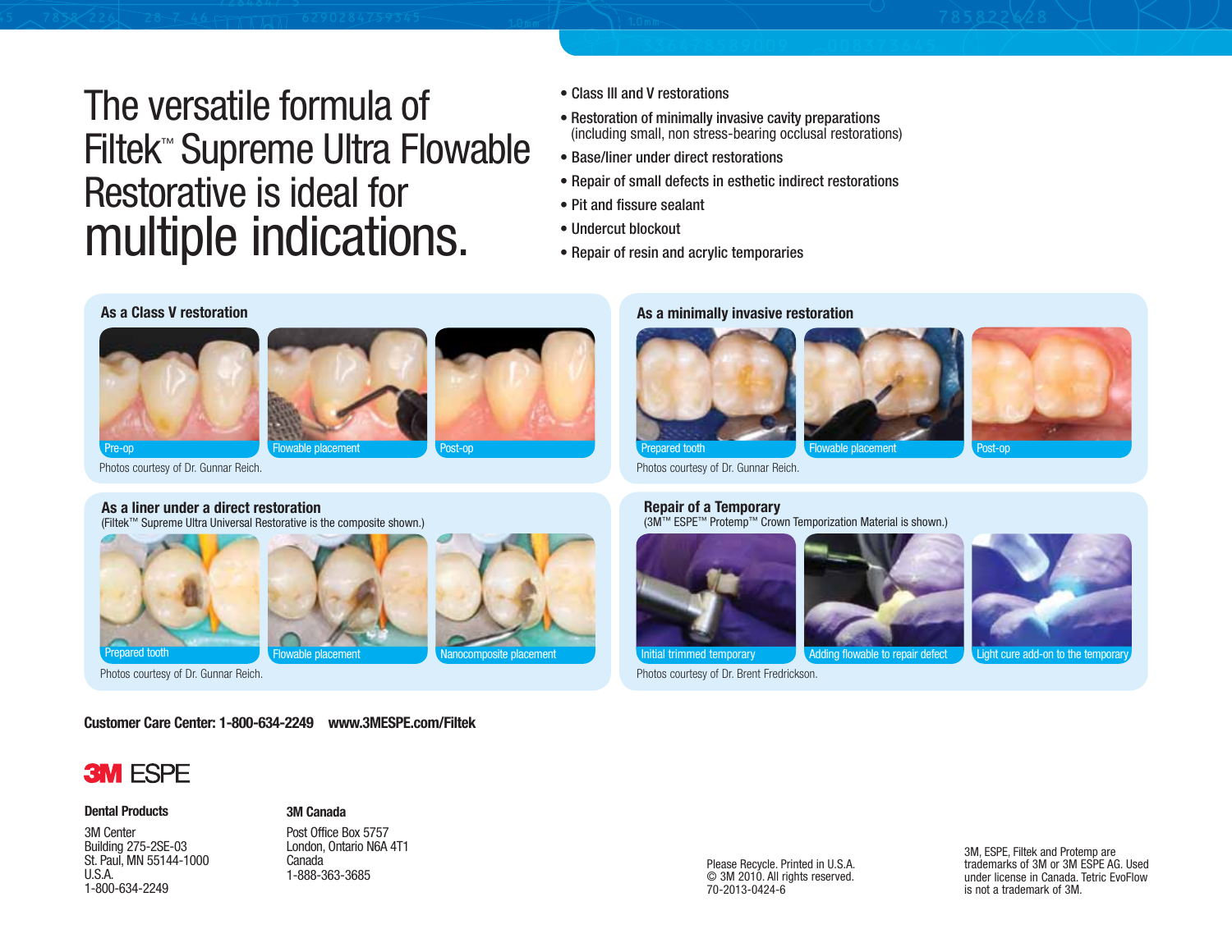# The versatile formula of Filtek™ Supreme Ultra Flowable Restorative is ideal for multiple indications.

- Class III and V restorations
- Restoration of minimally invasive cavity preparations (including small, non stress-bearing occlusal restorations)
- Base/liner under direct restorations
- Repair of small defects in esthetic indirect restorations
- Pit and fissure sealant
- Undercut blockout
- Repair of resin and acrylic temporaries

### As a Class V restoration

Pre-op | Flowable placement | Post-op

Photos courtesy of Dr. Gunnar Reich.

### As a minimally invasive restoration

Prepared tooth | Flowable placement | Post-op

Photos courtesy of Dr. Gunnar Reich.

### As a liner under a direct restoration

(Filtek™ Supreme Ultra Universal Restorative is the composite shown.)

Prepared tooth | Flowable placement | Nanocomposite placement

Photos courtesy of Dr. Gunnar Reich.

### Repair of a Temporary

(3M™ ESPE™ Protemp™ Crown Temporization Material is shown.)

Initial trimmed temporary | Adding flowable to repair defect | Light cure add-on to the temporary

Photos courtesy of Dr. Brent Fredrickson.

**Customer Care Center: 1-800-634-2249 www.3MESPE.com/Filtek**

3M ESPE

**Dental Products**

3M Center
Building 275-2SE-03
St. Paul, MN 55144-1000
U.S.A.
1-800-634-2249

**3M Canada**

Post Office Box 5757
London, Ontario N6A 4T1
Canada
1-888-363-3685

Please Recycle. Printed in U.S.A.
© 3M 2010. All rights reserved.
70-2013-0424-6

3M, ESPE, Filtek and Protemp are trademarks of 3M or 3M ESPE AG. Used under license in Canada. Tetric EvoFlow is not a trademark of 3M.